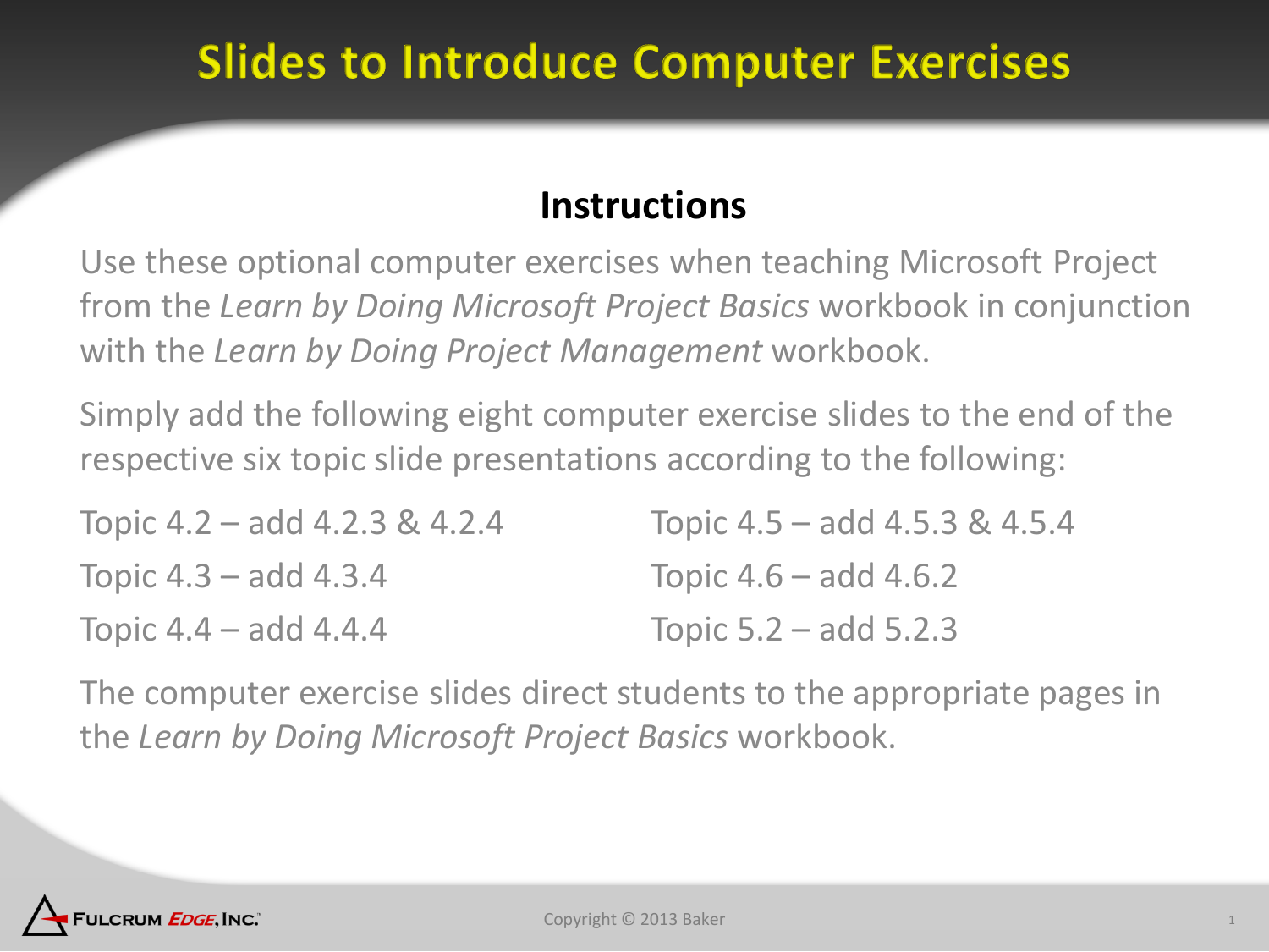# Slides to Introduce Computer Exercises

## Instructions

Use these optional computer exercises when teaching Microsoft Project from the *Learn by Doing Microsoft Project Basics* workbook in conjunction with the *Learn by Doing Project Management* workbook.

Simply add the following eight computer exercise slides to the end of the respective six topic slide presentations according to the following:

Topic 4.2 – add 4.2.3 & 4.2.4

Topic 4.3 – add 4.3.4

Topic 4.4 – add 4.4.4

Topic 4.5 – add 4.5.3 & 4.5.4

Topic 4.6 – add 4.6.2

Topic 5.2 – add 5.2.3

The computer exercise slides direct students to the appropriate pages in the *Learn by Doing Microsoft Project Basics* workbook.

Fulcrum *Edge*, Inc.

Copyright © 2013 Baker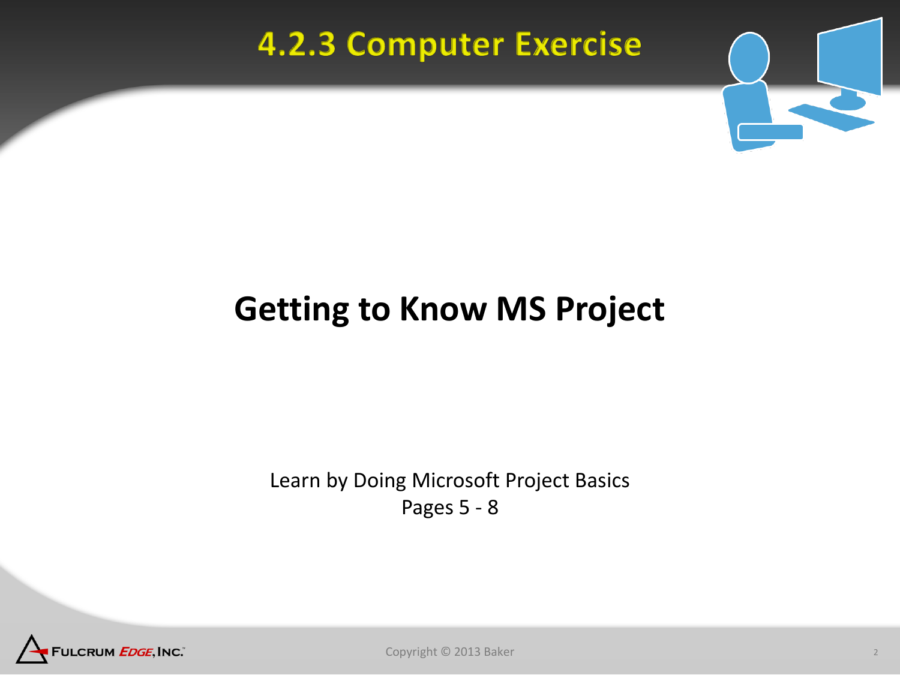# 4.2.3 Computer Exercise

## Getting to Know MS Project

Learn by Doing Microsoft Project Basics
Pages 5 - 8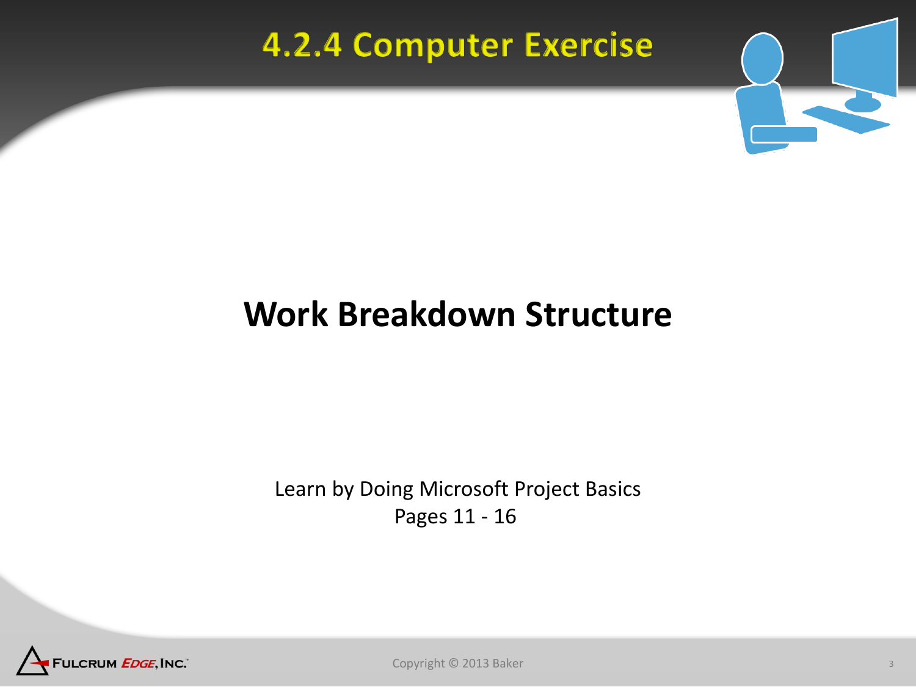# 4.2.4 Computer Exercise

## Work Breakdown Structure

Learn by Doing Microsoft Project Basics
Pages 11 - 16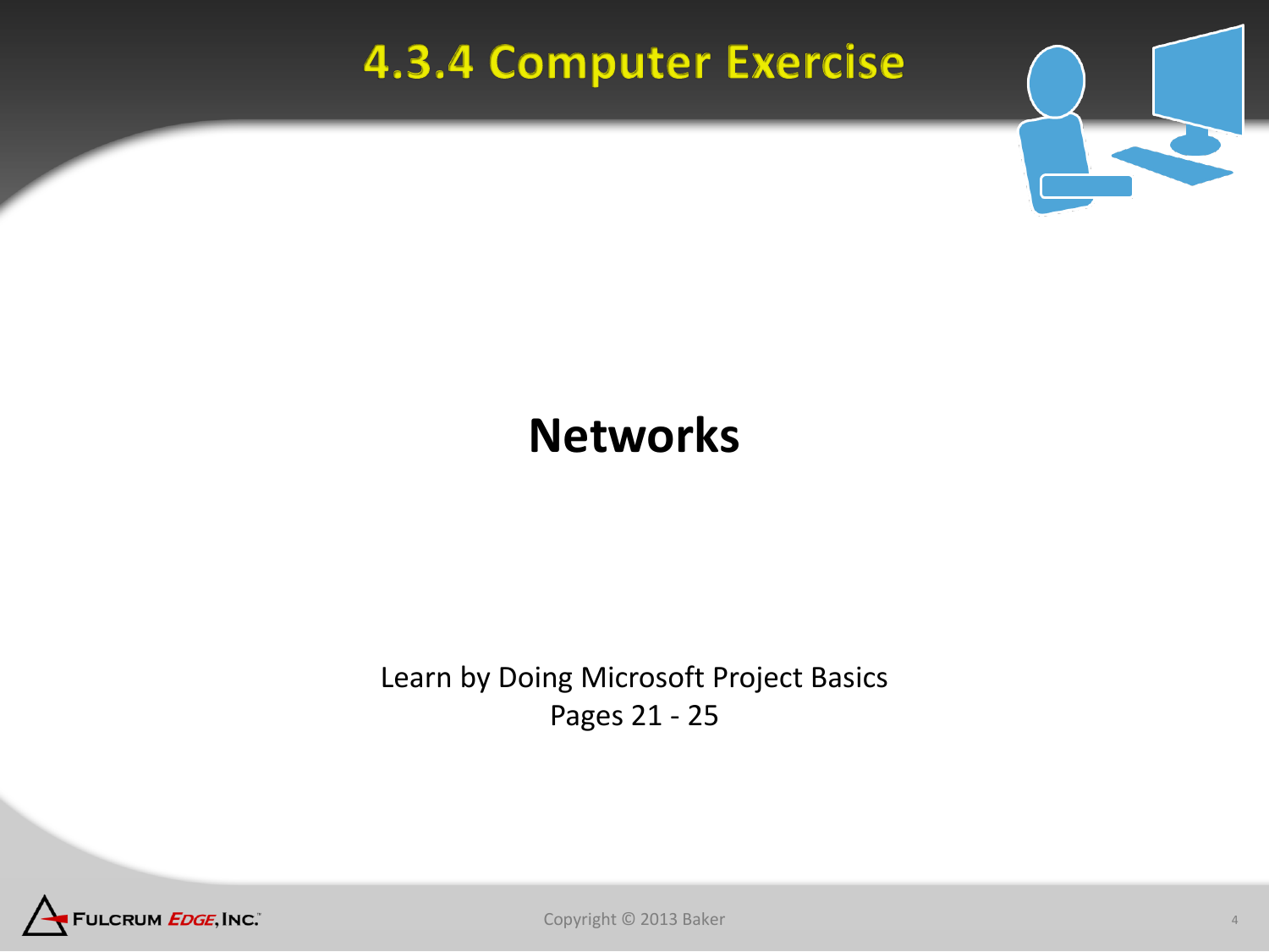# 4.3.4 Computer Exercise

## Networks

Learn by Doing Microsoft Project Basics
Pages 21 - 25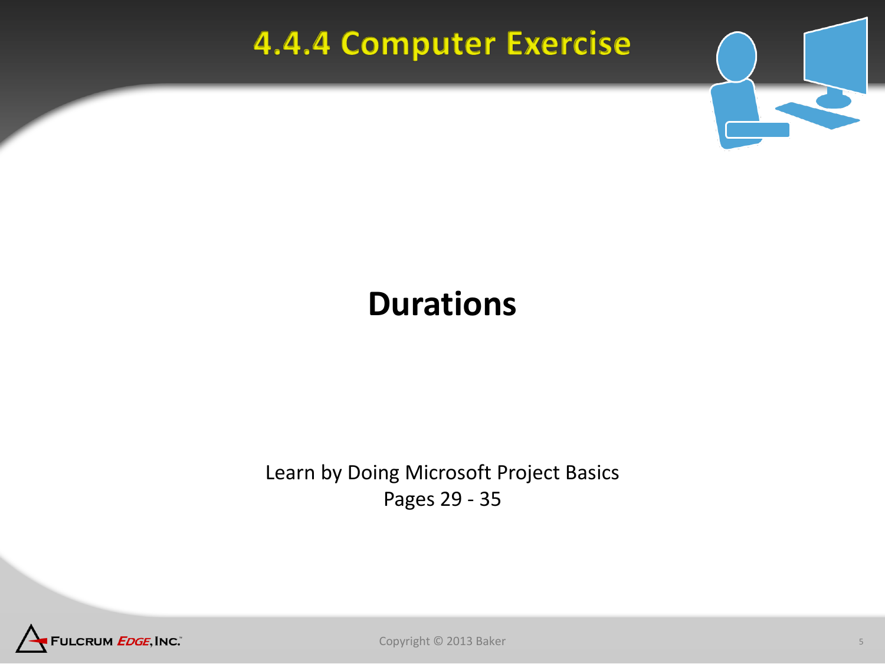# 4.4.4 Computer Exercise

## Durations

Learn by Doing Microsoft Project Basics
Pages 29 - 35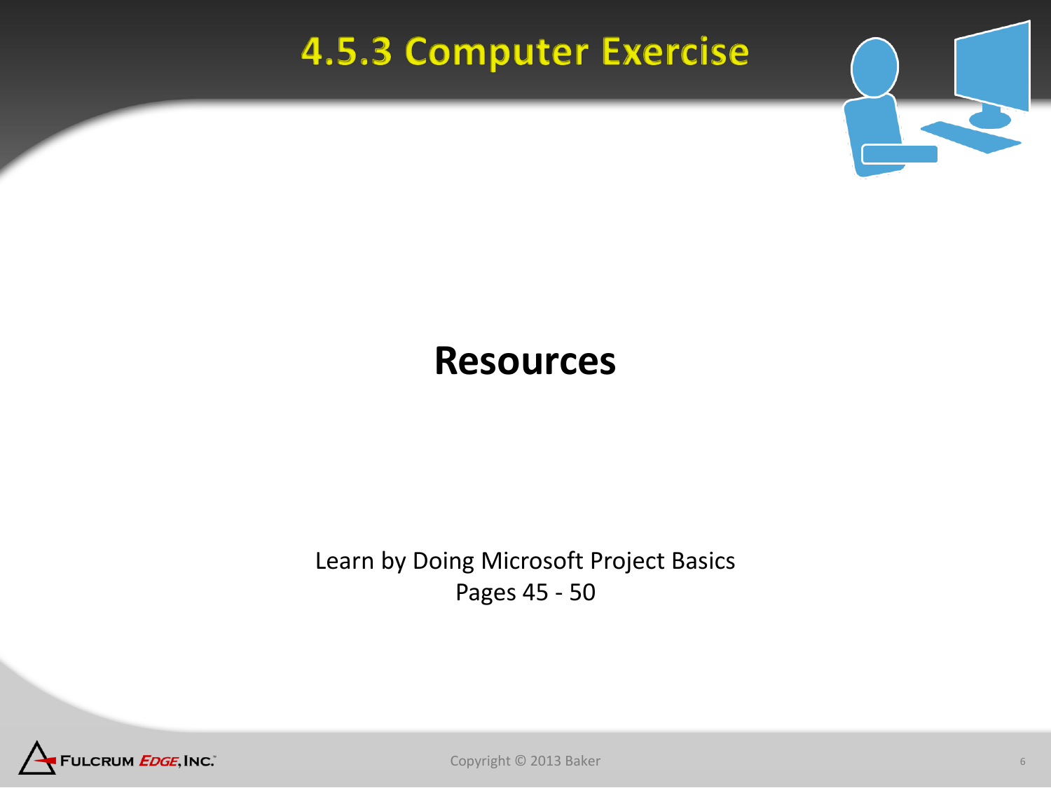# 4.5.3 Computer Exercise

## Resources

Learn by Doing Microsoft Project Basics
Pages 45 - 50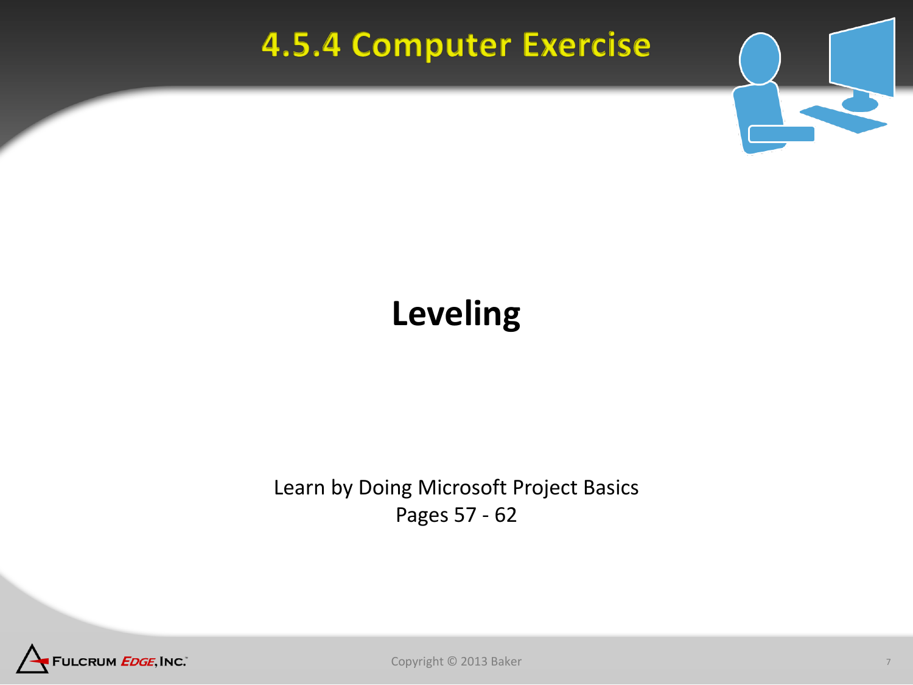# 4.5.4 Computer Exercise

## Leveling

Learn by Doing Microsoft Project Basics
Pages 57 - 62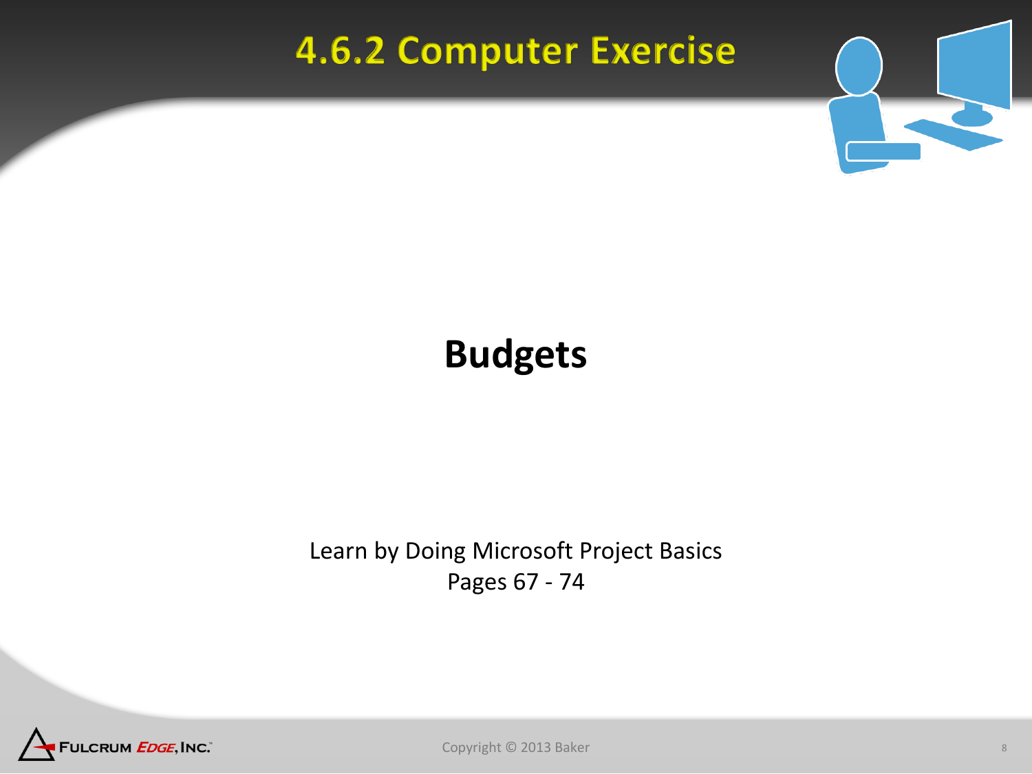# 4.6.2 Computer Exercise

## Budgets

Learn by Doing Microsoft Project Basics
Pages 67 - 74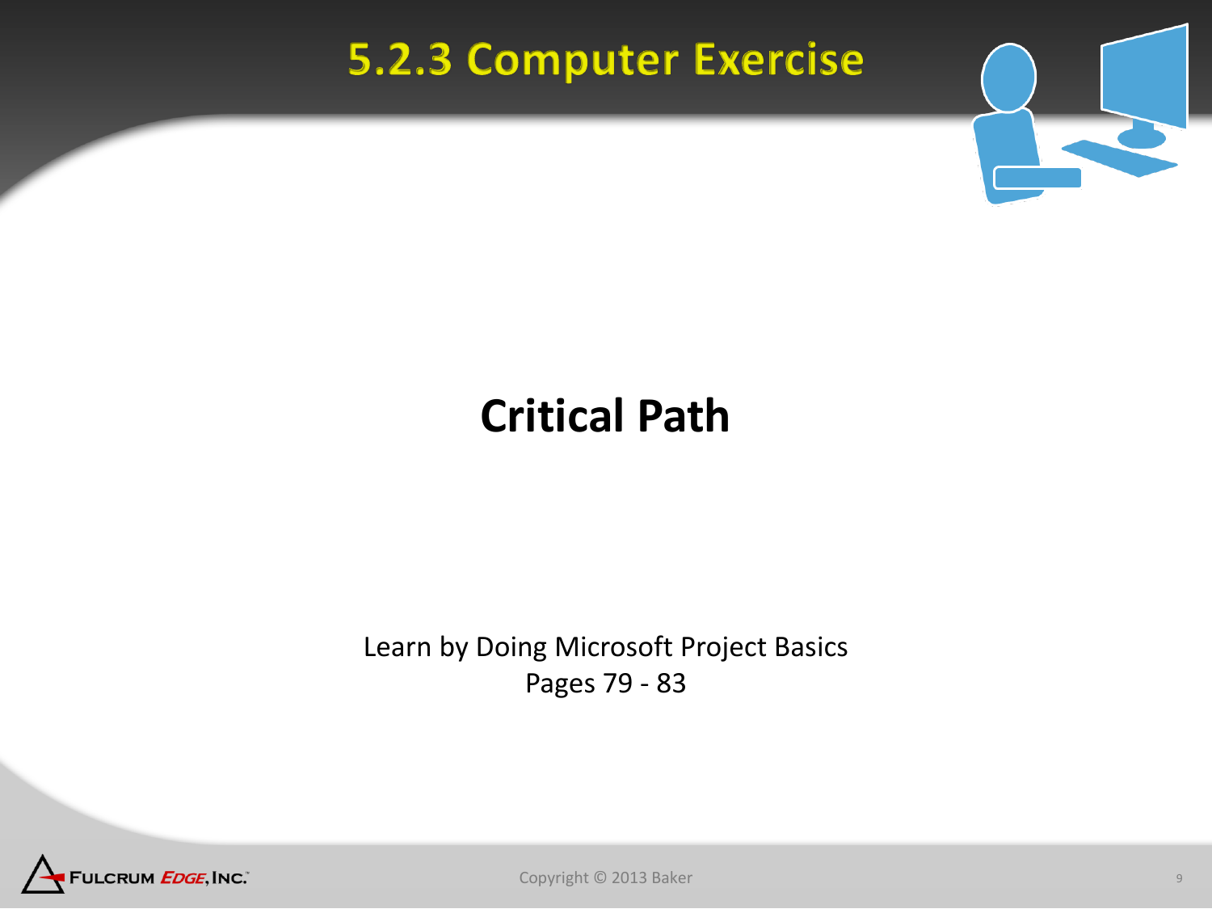# 5.2.3 Computer Exercise

## Critical Path

Learn by Doing Microsoft Project Basics
Pages 79 - 83